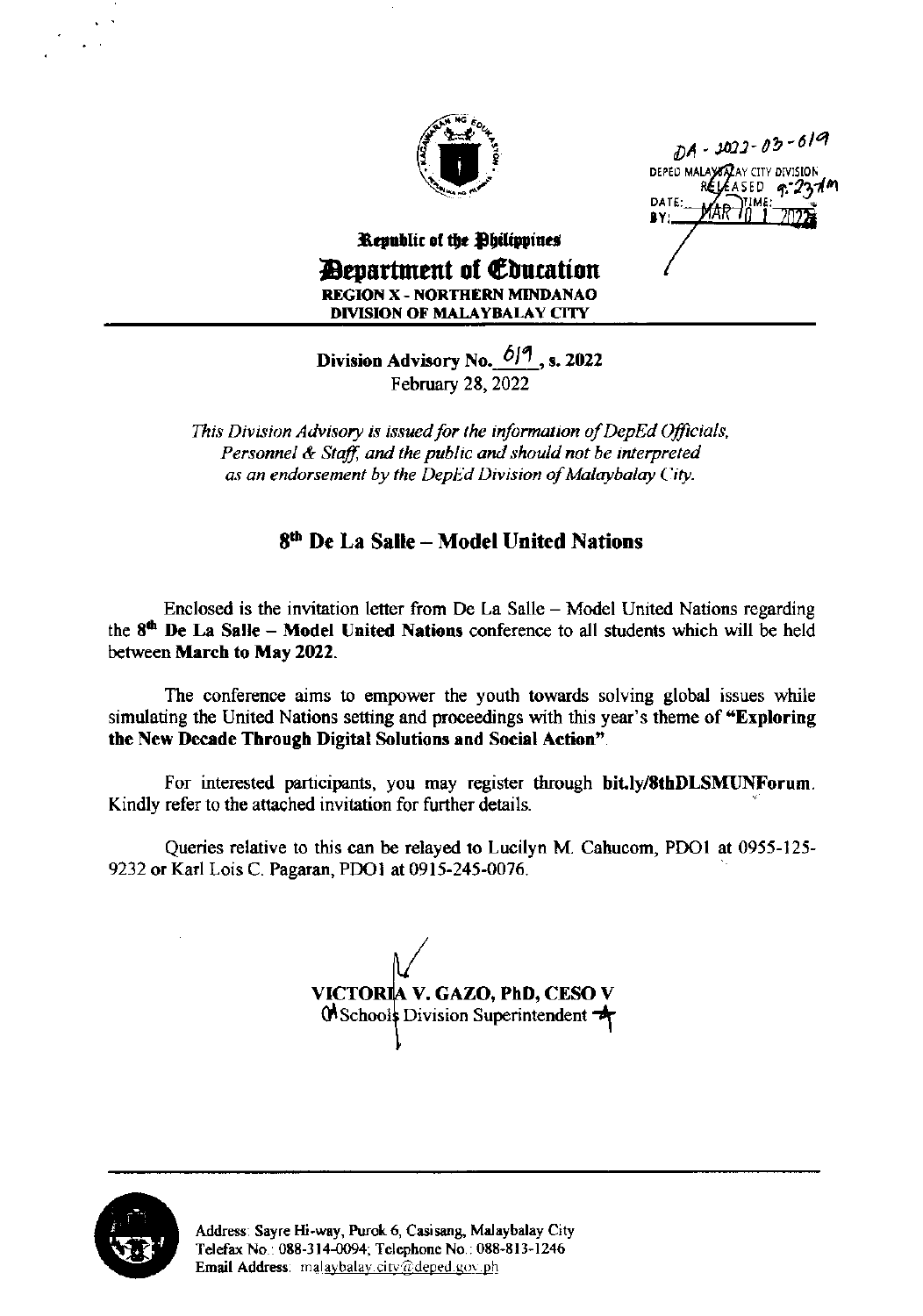DA - 2022-03-619
DEPED MALAYBALAY CITY DIVISION
RELEASED
DATE: MAR 01 2022 TIME: 9:27am
BY:

Republic of the Philippines
**Department of Education**
**REGION X - NORTHERN MINDANAO**
**DIVISION OF MALAYBALAY CITY**

**Division Advisory No. 619, s. 2022**
February 28, 2022

*This Division Advisory is issued for the information of DepEd Officials, Personnel & Staff, and the public and should not be interpreted as an endorsement by the DepEd Division of Malaybalay City.*

## 8th De La Salle – Model United Nations

Enclosed is the invitation letter from De La Salle – Model United Nations regarding the **8th De La Salle – Model United Nations** conference to all students which will be held between **March to May 2022.**

The conference aims to empower the youth towards solving global issues while simulating the United Nations setting and proceedings with this year's theme of **"Exploring the New Decade Through Digital Solutions and Social Action"**.

For interested participants, you may register through **bit.ly/8thDLSMUNForum**. Kindly refer to the attached invitation for further details.

Queries relative to this can be relayed to Lucilyn M. Cahucom, PDO1 at 0955-125-9232 or Karl Lois C. Pagaran, PDO1 at 0915-245-0076.

**VICTORIA V. GAZO, PhD, CESO V**
OIC Schools Division Superintendent

Address: Sayre Hi-way, Purok 6, Casisang, Malaybalay City
Telefax No.: 088-314-0094; Telephone No.: 088-813-1246
Email Address: malaybalay.city@deped.gov.ph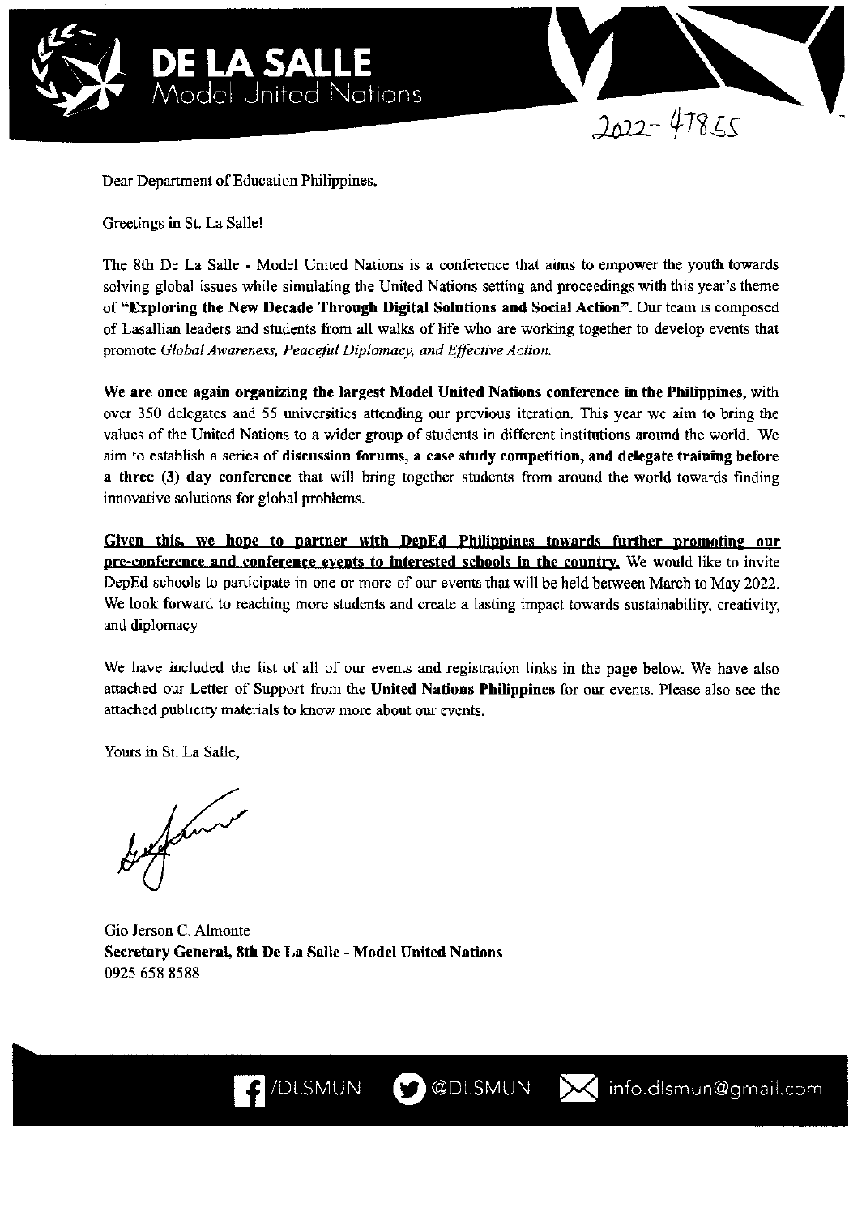# DE LA SALLE
Model United Nations

2022- 47855

Dear Department of Education Philippines,

Greetings in St. La Salle!

The 8th De La Salle - Model United Nations is a conference that aims to empower the youth towards solving global issues while simulating the United Nations setting and proceedings with this year's theme of **"Exploring the New Decade Through Digital Solutions and Social Action"**. Our team is composed of Lasallian leaders and students from all walks of life who are working together to develop events that promote *Global Awareness, Peaceful Diplomacy, and Effective Action.*

**We are once again organizing the largest Model United Nations conference in the Philippines,** with over 350 delegates and 55 universities attending our previous iteration. This year we aim to bring the values of the United Nations to a wider group of students in different institutions around the world. We aim to establish a series of **discussion forums, a case study competition, and delegate training before a three (3) day conference** that will bring together students from around the world towards finding innovative solutions for global problems.

**<u>Given this, we hope to partner with DepEd Philippines towards further promoting our pre-conference and conference events to interested schools in the country.</u>** We would like to invite DepEd schools to participate in one or more of our events that will be held between March to May 2022. We look forward to reaching more students and create a lasting impact towards sustainability, creativity, and diplomacy

We have included the list of all of our events and registration links in the page below. We have also attached our Letter of Support from the **United Nations Philippines** for our events. Please also see the attached publicity materials to know more about our events.

Yours in St. La Salle,

Gio Jerson C. Almonte
**Secretary General, 8th De La Salle - Model United Nations**
0925 658 8588

/DLSMUN @DLSMUN info.dlsmun@gmail.com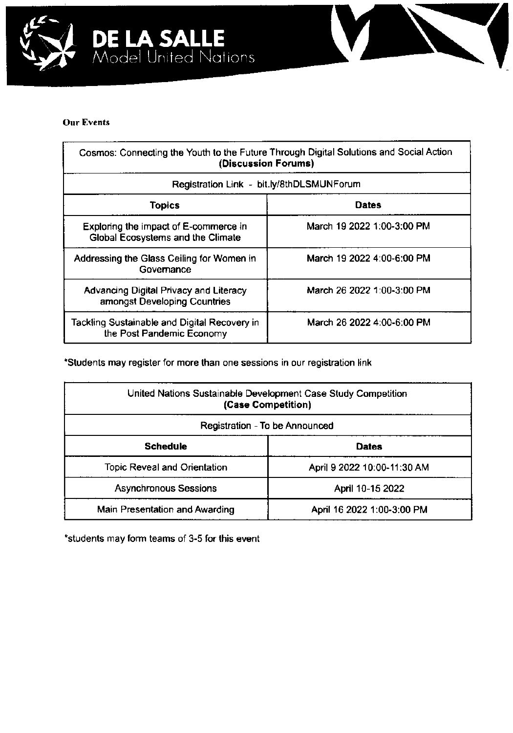**Our Events**

| Cosmos: Connecting the Youth to the Future Through Digital Solutions and Social Action **(Discussion Forums)** | |
|---|---|
| Registration Link - bit.ly/8thDLSMUNForum | |
| **Topics** | **Dates** |
| Exploring the impact of E-commerce in Global Ecosystems and the Climate | March 19 2022 1:00-3:00 PM |
| Addressing the Glass Ceiling for Women in Governance | March 19 2022 4:00-6:00 PM |
| Advancing Digital Privacy and Literacy amongst Developing Countries | March 26 2022 1:00-3:00 PM |
| Tackling Sustainable and Digital Recovery in the Post Pandemic Economy | March 26 2022 4:00-6:00 PM |

*Students may register for more than one sessions in our registration link

| United Nations Sustainable Development Case Study Competition **(Case Competition)** | |
|---|---|
| Registration - To be Announced | |
| **Schedule** | **Dates** |
| Topic Reveal and Orientation | April 9 2022 10:00-11:30 AM |
| Asynchronous Sessions | April 10-15 2022 |
| Main Presentation and Awarding | April 16 2022 1:00-3:00 PM |

*students may form teams of 3-5 for this event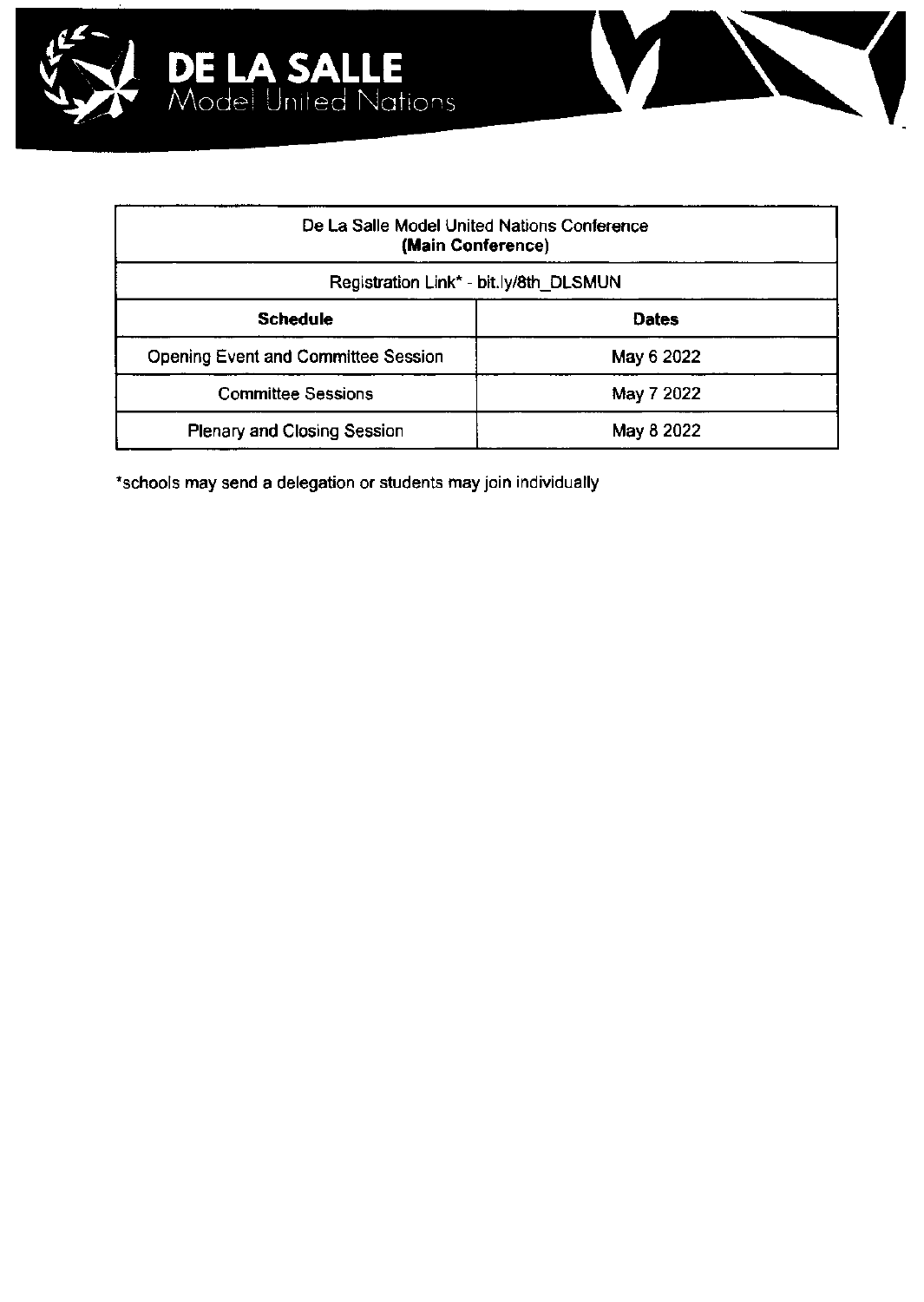| De La Salle Model United Nations Conference **(Main Conference)** | |
|---|---|
| Registration Link* - bit.ly/8th_DLSMUN | |
| **Schedule** | **Dates** |
| Opening Event and Committee Session | May 6 2022 |
| Committee Sessions | May 7 2022 |
| Plenary and Closing Session | May 8 2022 |

*schools may send a delegation or students may join individually